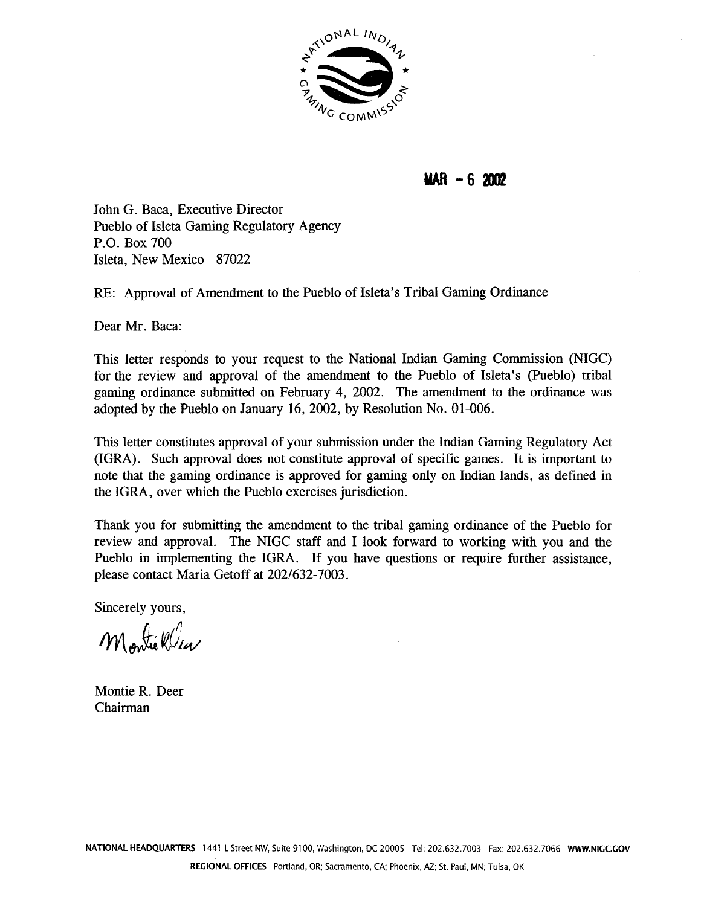MAR - 6 2002

John G. Baca, Executive Director
Pueblo of Isleta Gaming Regulatory Agency
P.O. Box 700
Isleta, New Mexico 87022

RE: Approval of Amendment to the Pueblo of Isleta's Tribal Gaming Ordinance

Dear Mr. Baca:

This letter responds to your request to the National Indian Gaming Commission (NIGC) for the review and approval of the amendment to the Pueblo of Isleta's (Pueblo) tribal gaming ordinance submitted on February 4, 2002. The amendment to the ordinance was adopted by the Pueblo on January 16, 2002, by Resolution No. 01-006.

This letter constitutes approval of your submission under the Indian Gaming Regulatory Act (IGRA). Such approval does not constitute approval of specific games. It is important to note that the gaming ordinance is approved for gaming only on Indian lands, as defined in the IGRA, over which the Pueblo exercises jurisdiction.

Thank you for submitting the amendment to the tribal gaming ordinance of the Pueblo for review and approval. The NIGC staff and I look forward to working with you and the Pueblo in implementing the IGRA. If you have questions or require further assistance, please contact Maria Getoff at 202/632-7003.

Sincerely yours,

Montie R. Deer
Chairman

NATIONAL HEADQUARTERS 1441 L Street NW, Suite 9100, Washington, DC 20005 Tel: 202.632.7003 Fax: 202.632.7066 WWW.NIGC.GOV

REGIONAL OFFICES Portland, OR; Sacramento, CA; Phoenix, AZ; St. Paul, MN; Tulsa, OK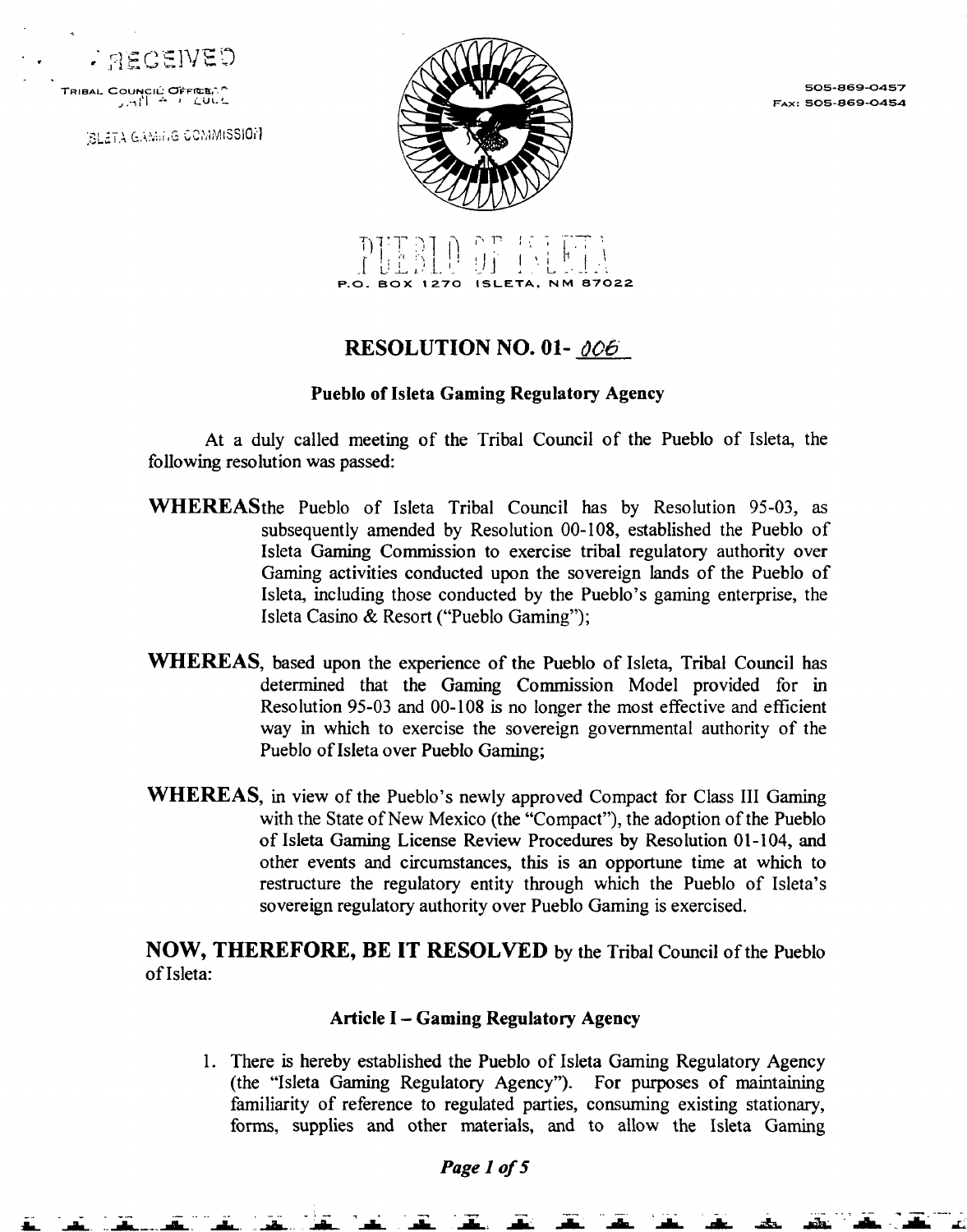RECEIVED

TRIBAL COUNCIL OFFICE

ISLETA GAMING COMMISSION

505-869-0457
FAX: 505-869-0454

PUEBLO OF ISLETA
P.O. BOX 1270 ISLETA, NM 87022

# RESOLUTION NO. 01- 006

**Pueblo of Isleta Gaming Regulatory Agency**

At a duly called meeting of the Tribal Council of the Pueblo of Isleta, the following resolution was passed:

**WHEREAS** the Pueblo of Isleta Tribal Council has by Resolution 95-03, as subsequently amended by Resolution 00-108, established the Pueblo of Isleta Gaming Commission to exercise tribal regulatory authority over Gaming activities conducted upon the sovereign lands of the Pueblo of Isleta, including those conducted by the Pueblo's gaming enterprise, the Isleta Casino & Resort ("Pueblo Gaming");

**WHEREAS**, based upon the experience of the Pueblo of Isleta, Tribal Council has determined that the Gaming Commission Model provided for in Resolution 95-03 and 00-108 is no longer the most effective and efficient way in which to exercise the sovereign governmental authority of the Pueblo of Isleta over Pueblo Gaming;

**WHEREAS**, in view of the Pueblo's newly approved Compact for Class III Gaming with the State of New Mexico (the "Compact"), the adoption of the Pueblo of Isleta Gaming License Review Procedures by Resolution 01-104, and other events and circumstances, this is an opportune time at which to restructure the regulatory entity through which the Pueblo of Isleta's sovereign regulatory authority over Pueblo Gaming is exercised.

**NOW, THEREFORE, BE IT RESOLVED** by the Tribal Council of the Pueblo of Isleta:

## Article I – Gaming Regulatory Agency

1. There is hereby established the Pueblo of Isleta Gaming Regulatory Agency (the "Isleta Gaming Regulatory Agency"). For purposes of maintaining familiarity of reference to regulated parties, consuming existing stationary, forms, supplies and other materials, and to allow the Isleta Gaming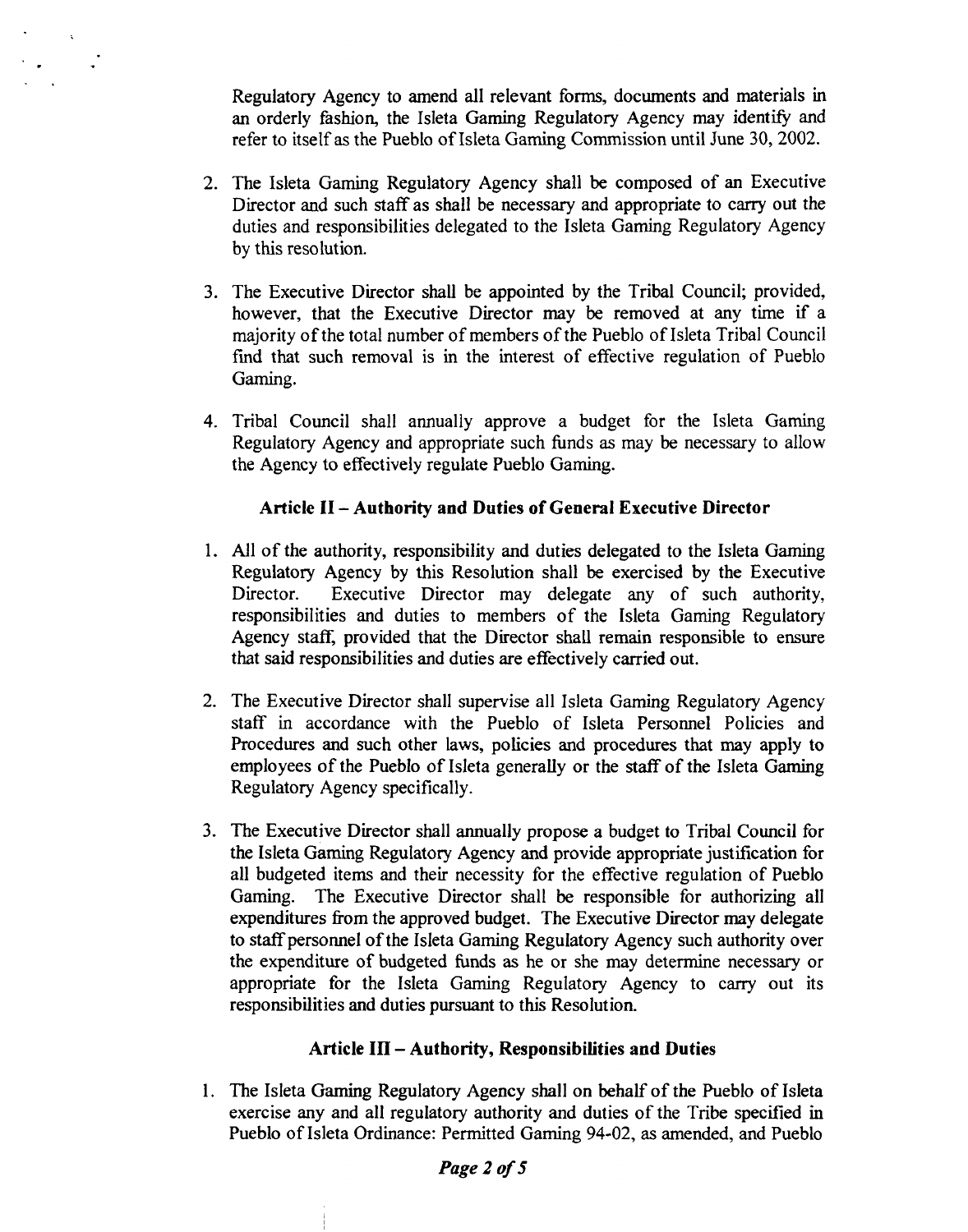Regulatory Agency to amend all relevant forms, documents and materials in an orderly fashion, the Isleta Gaming Regulatory Agency may identify and refer to itself as the Pueblo of Isleta Gaming Commission until June 30, 2002.

2. The Isleta Gaming Regulatory Agency shall be composed of an Executive Director and such staff as shall be necessary and appropriate to carry out the duties and responsibilities delegated to the Isleta Gaming Regulatory Agency by this resolution.

3. The Executive Director shall be appointed by the Tribal Council; provided, however, that the Executive Director may be removed at any time if a majority of the total number of members of the Pueblo of Isleta Tribal Council find that such removal is in the interest of effective regulation of Pueblo Gaming.

4. Tribal Council shall annually approve a budget for the Isleta Gaming Regulatory Agency and appropriate such funds as may be necessary to allow the Agency to effectively regulate Pueblo Gaming.

### Article II – Authority and Duties of General Executive Director

1. All of the authority, responsibility and duties delegated to the Isleta Gaming Regulatory Agency by this Resolution shall be exercised by the Executive Director. Executive Director may delegate any of such authority, responsibilities and duties to members of the Isleta Gaming Regulatory Agency staff, provided that the Director shall remain responsible to ensure that said responsibilities and duties are effectively carried out.

2. The Executive Director shall supervise all Isleta Gaming Regulatory Agency staff in accordance with the Pueblo of Isleta Personnel Policies and Procedures and such other laws, policies and procedures that may apply to employees of the Pueblo of Isleta generally or the staff of the Isleta Gaming Regulatory Agency specifically.

3. The Executive Director shall annually propose a budget to Tribal Council for the Isleta Gaming Regulatory Agency and provide appropriate justification for all budgeted items and their necessity for the effective regulation of Pueblo Gaming. The Executive Director shall be responsible for authorizing all expenditures from the approved budget. The Executive Director may delegate to staff personnel of the Isleta Gaming Regulatory Agency such authority over the expenditure of budgeted funds as he or she may determine necessary or appropriate for the Isleta Gaming Regulatory Agency to carry out its responsibilities and duties pursuant to this Resolution.

### Article III – Authority, Responsibilities and Duties

1. The Isleta Gaming Regulatory Agency shall on behalf of the Pueblo of Isleta exercise any and all regulatory authority and duties of the Tribe specified in Pueblo of Isleta Ordinance: Permitted Gaming 94-02, as amended, and Pueblo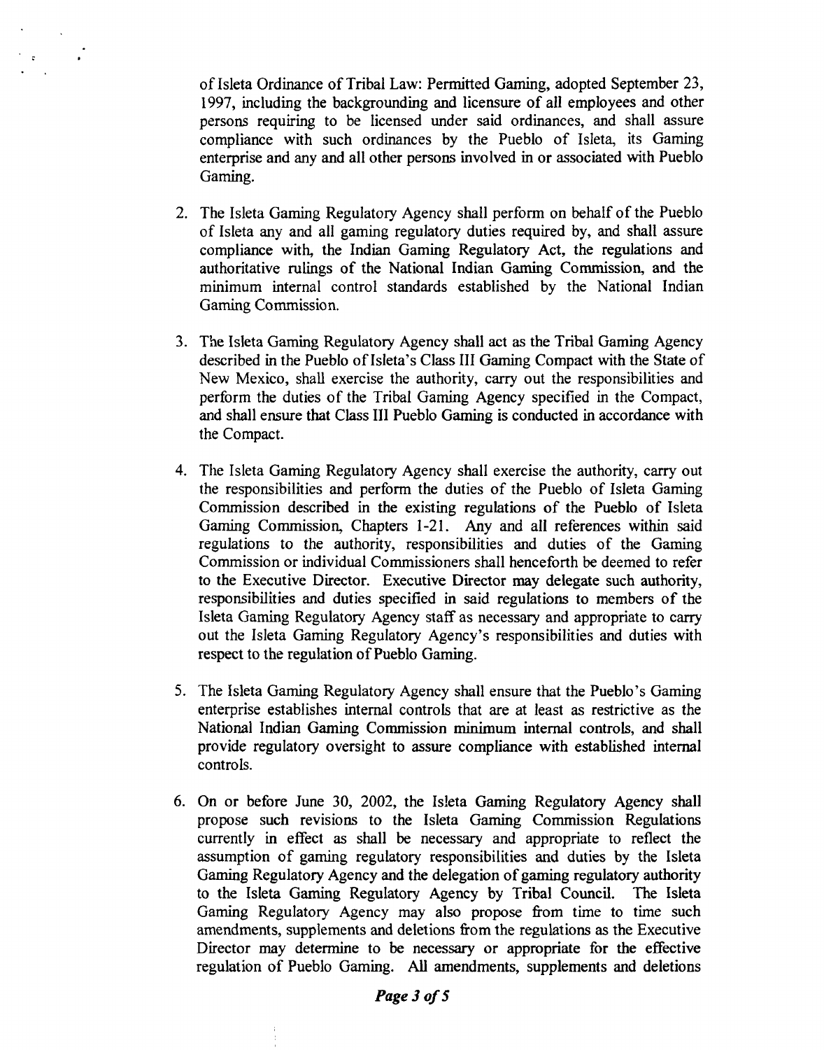of Isleta Ordinance of Tribal Law: Permitted Gaming, adopted September 23, 1997, including the backgrounding and licensure of all employees and other persons requiring to be licensed under said ordinances, and shall assure compliance with such ordinances by the Pueblo of Isleta, its Gaming enterprise and any and all other persons involved in or associated with Pueblo Gaming.

2. The Isleta Gaming Regulatory Agency shall perform on behalf of the Pueblo of Isleta any and all gaming regulatory duties required by, and shall assure compliance with, the Indian Gaming Regulatory Act, the regulations and authoritative rulings of the National Indian Gaming Commission, and the minimum internal control standards established by the National Indian Gaming Commission.

3. The Isleta Gaming Regulatory Agency shall act as the Tribal Gaming Agency described in the Pueblo of Isleta's Class III Gaming Compact with the State of New Mexico, shall exercise the authority, carry out the responsibilities and perform the duties of the Tribal Gaming Agency specified in the Compact, and shall ensure that Class III Pueblo Gaming is conducted in accordance with the Compact.

4. The Isleta Gaming Regulatory Agency shall exercise the authority, carry out the responsibilities and perform the duties of the Pueblo of Isleta Gaming Commission described in the existing regulations of the Pueblo of Isleta Gaming Commission, Chapters 1-21. Any and all references within said regulations to the authority, responsibilities and duties of the Gaming Commission or individual Commissioners shall henceforth be deemed to refer to the Executive Director. Executive Director may delegate such authority, responsibilities and duties specified in said regulations to members of the Isleta Gaming Regulatory Agency staff as necessary and appropriate to carry out the Isleta Gaming Regulatory Agency's responsibilities and duties with respect to the regulation of Pueblo Gaming.

5. The Isleta Gaming Regulatory Agency shall ensure that the Pueblo's Gaming enterprise establishes internal controls that are at least as restrictive as the National Indian Gaming Commission minimum internal controls, and shall provide regulatory oversight to assure compliance with established internal controls.

6. On or before June 30, 2002, the Isleta Gaming Regulatory Agency shall propose such revisions to the Isleta Gaming Commission Regulations currently in effect as shall be necessary and appropriate to reflect the assumption of gaming regulatory responsibilities and duties by the Isleta Gaming Regulatory Agency and the delegation of gaming regulatory authority to the Isleta Gaming Regulatory Agency by Tribal Council. The Isleta Gaming Regulatory Agency may also propose from time to time such amendments, supplements and deletions from the regulations as the Executive Director may determine to be necessary or appropriate for the effective regulation of Pueblo Gaming. All amendments, supplements and deletions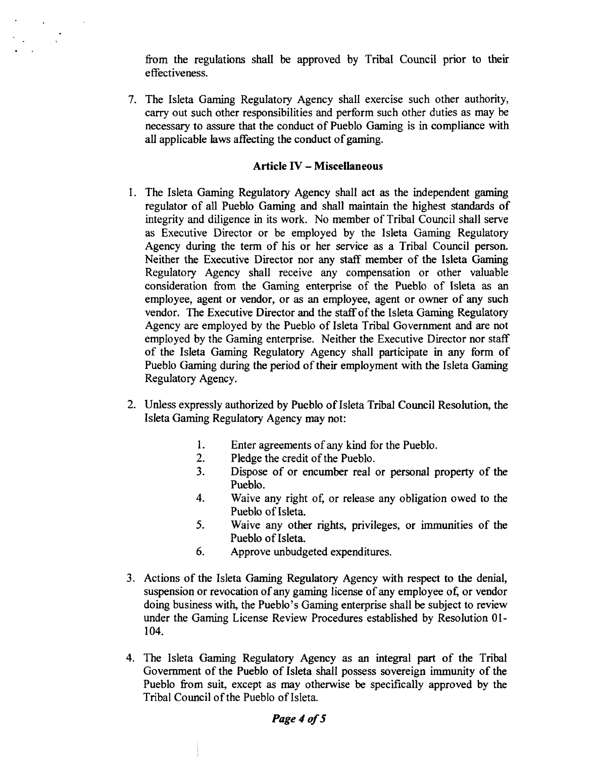from the regulations shall be approved by Tribal Council prior to their effectiveness.

7. The Isleta Gaming Regulatory Agency shall exercise such other authority, carry out such other responsibilities and perform such other duties as may be necessary to assure that the conduct of Pueblo Gaming is in compliance with all applicable laws affecting the conduct of gaming.

### Article IV – Miscellaneous

1. The Isleta Gaming Regulatory Agency shall act as the independent gaming regulator of all Pueblo Gaming and shall maintain the highest standards of integrity and diligence in its work. No member of Tribal Council shall serve as Executive Director or be employed by the Isleta Gaming Regulatory Agency during the term of his or her service as a Tribal Council person. Neither the Executive Director nor any staff member of the Isleta Gaming Regulatory Agency shall receive any compensation or other valuable consideration from the Gaming enterprise of the Pueblo of Isleta as an employee, agent or vendor, or as an employee, agent or owner of any such vendor. The Executive Director and the staff of the Isleta Gaming Regulatory Agency are employed by the Pueblo of Isleta Tribal Government and are not employed by the Gaming enterprise. Neither the Executive Director nor staff of the Isleta Gaming Regulatory Agency shall participate in any form of Pueblo Gaming during the period of their employment with the Isleta Gaming Regulatory Agency.

2. Unless expressly authorized by Pueblo of Isleta Tribal Council Resolution, the Isleta Gaming Regulatory Agency may not:

   1. Enter agreements of any kind for the Pueblo.
   2. Pledge the credit of the Pueblo.
   3. Dispose of or encumber real or personal property of the Pueblo.
   4. Waive any right of, or release any obligation owed to the Pueblo of Isleta.
   5. Waive any other rights, privileges, or immunities of the Pueblo of Isleta.
   6. Approve unbudgeted expenditures.

3. Actions of the Isleta Gaming Regulatory Agency with respect to the denial, suspension or revocation of any gaming license of any employee of, or vendor doing business with, the Pueblo's Gaming enterprise shall be subject to review under the Gaming License Review Procedures established by Resolution 01-104.

4. The Isleta Gaming Regulatory Agency as an integral part of the Tribal Government of the Pueblo of Isleta shall possess sovereign immunity of the Pueblo from suit, except as may otherwise be specifically approved by the Tribal Council of the Pueblo of Isleta.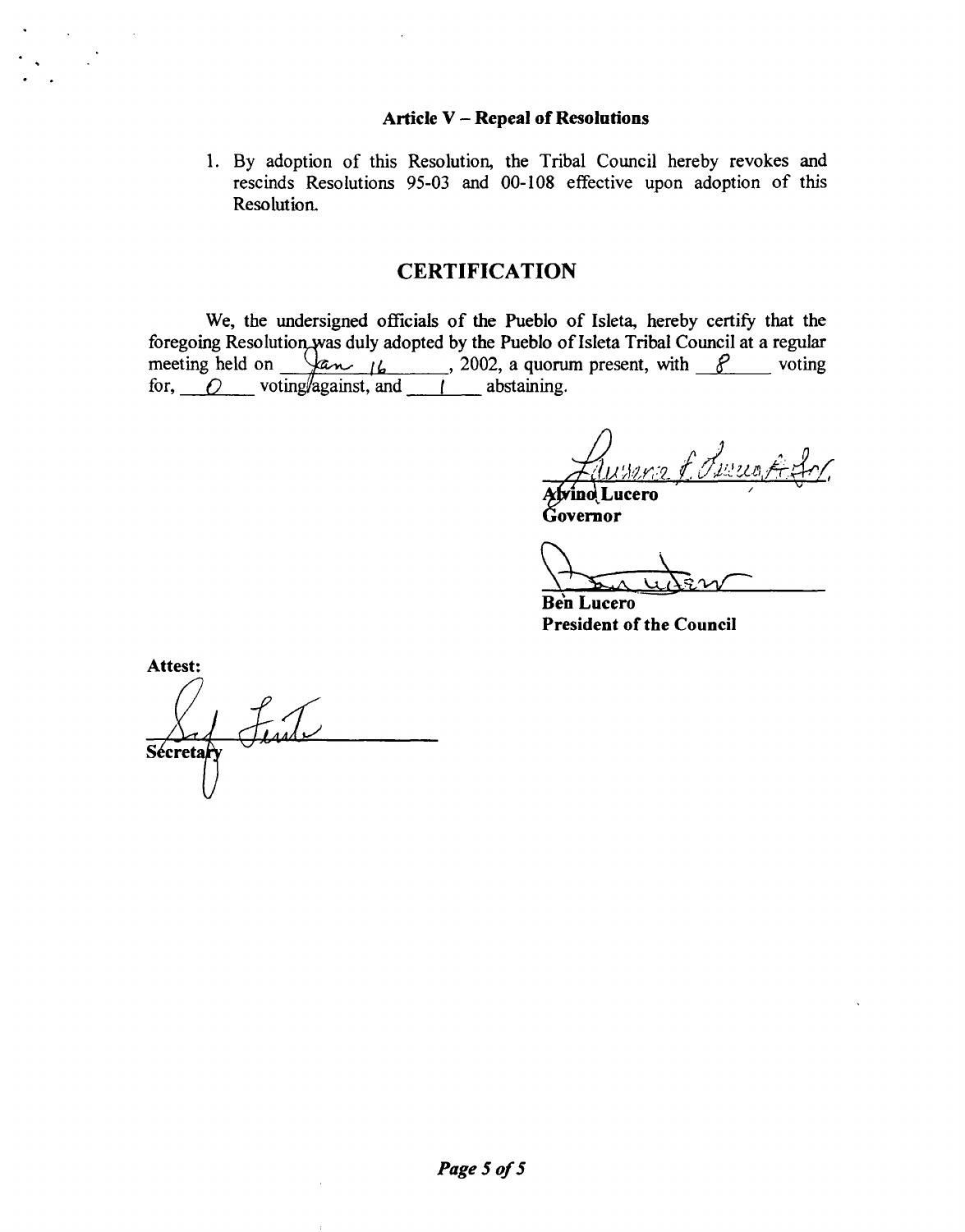### Article V – Repeal of Resolutions

1. By adoption of this Resolution, the Tribal Council hereby revokes and rescinds Resolutions 95-03 and 00-108 effective upon adoption of this Resolution.

## CERTIFICATION

We, the undersigned officials of the Pueblo of Isleta, hereby certify that the foregoing Resolution was duly adopted by the Pueblo of Isleta Tribal Council at a regular meeting held on Jan 16, 2002, a quorum present, with 8 voting for, 0 voting against, and 1 abstaining.

**Alvino Lucero**
**Governor**

**Ben Lucero**
**President of the Council**

**Attest:**

**Secretary**